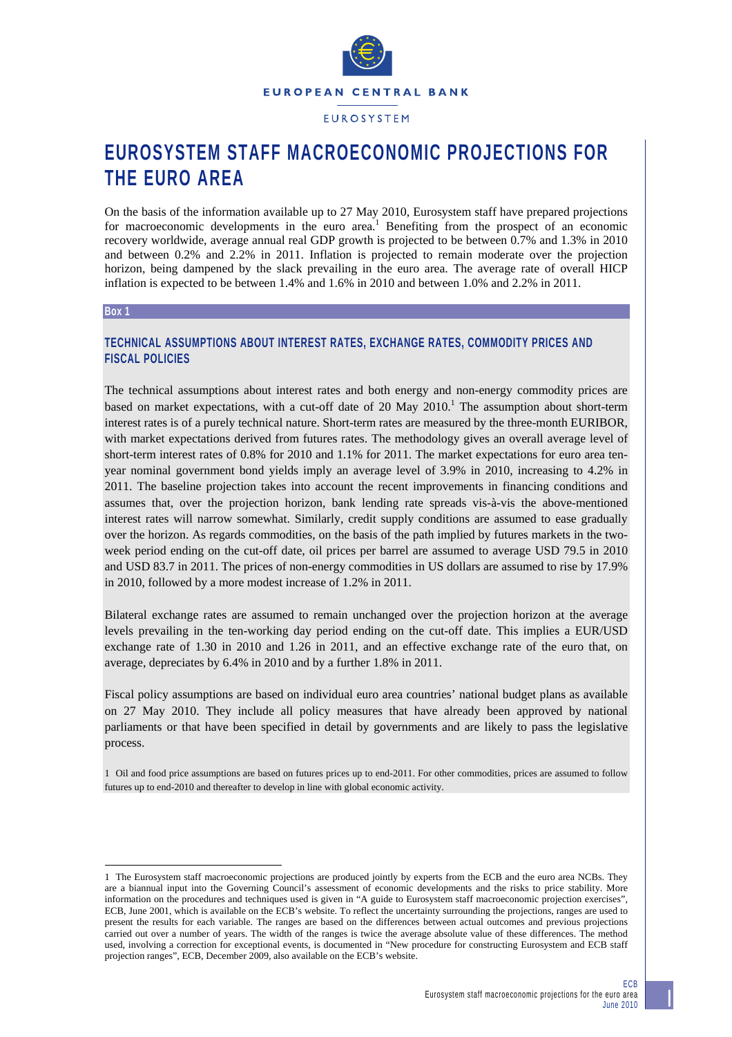EUROPEAN CENTRAL BANK

EUROSYSTEM

# EUROSYSTEM STAFF MACROECONOMIC PROJECTIONS FOR THE EURO AREA

On the basis of the information available up to 27 May 2010, Eurosystem staff have prepared projections for macroeconomic developments in the euro area.[1] Benefiting from the prospect of an economic recovery worldwide, average annual real GDP growth is projected to be between 0.7% and 1.3% in 2010 and between 0.2% and 2.2% in 2011. Inflation is projected to remain moderate over the projection horizon, being dampened by the slack prevailing in the euro area. The average rate of overall HICP inflation is expected to be between 1.4% and 1.6% in 2010 and between 1.0% and 2.2% in 2011.

**Box 1**

## TECHNICAL ASSUMPTIONS ABOUT INTEREST RATES, EXCHANGE RATES, COMMODITY PRICES AND FISCAL POLICIES

The technical assumptions about interest rates and both energy and non-energy commodity prices are based on market expectations, with a cut-off date of 20 May 2010.[1] The assumption about short-term interest rates is of a purely technical nature. Short-term rates are measured by the three-month EURIBOR, with market expectations derived from futures rates. The methodology gives an overall average level of short-term interest rates of 0.8% for 2010 and 1.1% for 2011. The market expectations for euro area ten-year nominal government bond yields imply an average level of 3.9% in 2010, increasing to 4.2% in 2011. The baseline projection takes into account the recent improvements in financing conditions and assumes that, over the projection horizon, bank lending rate spreads vis-à-vis the above-mentioned interest rates will narrow somewhat. Similarly, credit supply conditions are assumed to ease gradually over the horizon. As regards commodities, on the basis of the path implied by futures markets in the two-week period ending on the cut-off date, oil prices per barrel are assumed to average USD 79.5 in 2010 and USD 83.7 in 2011. The prices of non-energy commodities in US dollars are assumed to rise by 17.9% in 2010, followed by a more modest increase of 1.2% in 2011.

Bilateral exchange rates are assumed to remain unchanged over the projection horizon at the average levels prevailing in the ten-working day period ending on the cut-off date. This implies a EUR/USD exchange rate of 1.30 in 2010 and 1.26 in 2011, and an effective exchange rate of the euro that, on average, depreciates by 6.4% in 2010 and by a further 1.8% in 2011.

Fiscal policy assumptions are based on individual euro area countries' national budget plans as available on 27 May 2010. They include all policy measures that have already been approved by national parliaments or that have been specified in detail by governments and are likely to pass the legislative process.

1 Oil and food price assumptions are based on futures prices up to end-2011. For other commodities, prices are assumed to follow futures up to end-2010 and thereafter to develop in line with global economic activity.

---

1 The Eurosystem staff macroeconomic projections are produced jointly by experts from the ECB and the euro area NCBs. They are a biannual input into the Governing Council's assessment of economic developments and the risks to price stability. More information on the procedures and techniques used is given in "A guide to Eurosystem staff macroeconomic projection exercises", ECB, June 2001, which is available on the ECB's website. To reflect the uncertainty surrounding the projections, ranges are used to present the results for each variable. The ranges are based on the differences between actual outcomes and previous projections carried out over a number of years. The width of the ranges is twice the average absolute value of these differences. The method used, involving a correction for exceptional events, is documented in "New procedure for constructing Eurosystem and ECB staff projection ranges", ECB, December 2009, also available on the ECB's website.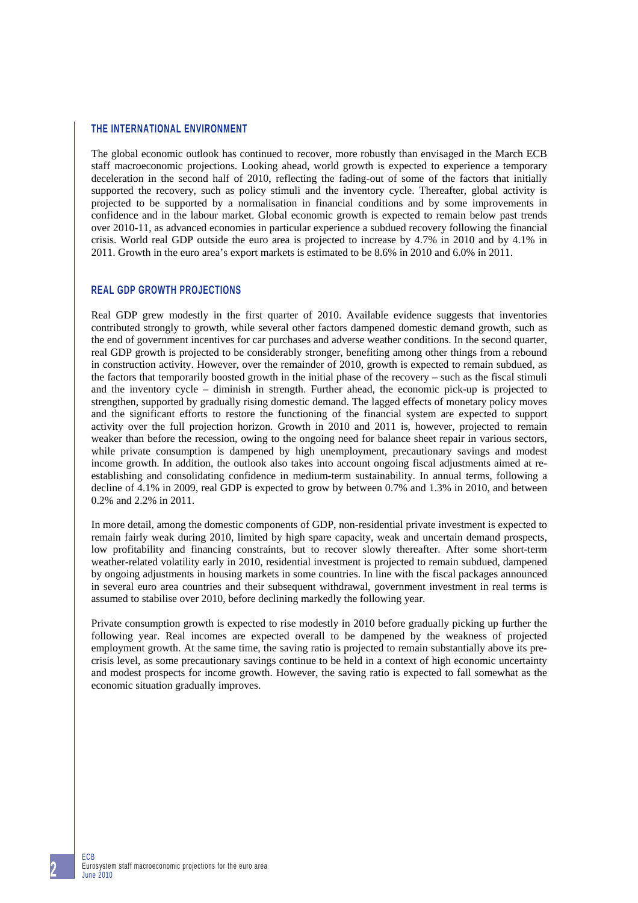## THE INTERNATIONAL ENVIRONMENT

The global economic outlook has continued to recover, more robustly than envisaged in the March ECB staff macroeconomic projections. Looking ahead, world growth is expected to experience a temporary deceleration in the second half of 2010, reflecting the fading-out of some of the factors that initially supported the recovery, such as policy stimuli and the inventory cycle. Thereafter, global activity is projected to be supported by a normalisation in financial conditions and by some improvements in confidence and in the labour market. Global economic growth is expected to remain below past trends over 2010-11, as advanced economies in particular experience a subdued recovery following the financial crisis. World real GDP outside the euro area is projected to increase by 4.7% in 2010 and by 4.1% in 2011. Growth in the euro area's export markets is estimated to be 8.6% in 2010 and 6.0% in 2011.

## REAL GDP GROWTH PROJECTIONS

Real GDP grew modestly in the first quarter of 2010. Available evidence suggests that inventories contributed strongly to growth, while several other factors dampened domestic demand growth, such as the end of government incentives for car purchases and adverse weather conditions. In the second quarter, real GDP growth is projected to be considerably stronger, benefiting among other things from a rebound in construction activity. However, over the remainder of 2010, growth is expected to remain subdued, as the factors that temporarily boosted growth in the initial phase of the recovery – such as the fiscal stimuli and the inventory cycle – diminish in strength. Further ahead, the economic pick-up is projected to strengthen, supported by gradually rising domestic demand. The lagged effects of monetary policy moves and the significant efforts to restore the functioning of the financial system are expected to support activity over the full projection horizon. Growth in 2010 and 2011 is, however, projected to remain weaker than before the recession, owing to the ongoing need for balance sheet repair in various sectors, while private consumption is dampened by high unemployment, precautionary savings and modest income growth. In addition, the outlook also takes into account ongoing fiscal adjustments aimed at re-establishing and consolidating confidence in medium-term sustainability. In annual terms, following a decline of 4.1% in 2009, real GDP is expected to grow by between 0.7% and 1.3% in 2010, and between 0.2% and 2.2% in 2011.

In more detail, among the domestic components of GDP, non-residential private investment is expected to remain fairly weak during 2010, limited by high spare capacity, weak and uncertain demand prospects, low profitability and financing constraints, but to recover slowly thereafter. After some short-term weather-related volatility early in 2010, residential investment is projected to remain subdued, dampened by ongoing adjustments in housing markets in some countries. In line with the fiscal packages announced in several euro area countries and their subsequent withdrawal, government investment in real terms is assumed to stabilise over 2010, before declining markedly the following year.

Private consumption growth is expected to rise modestly in 2010 before gradually picking up further the following year. Real incomes are expected overall to be dampened by the weakness of projected employment growth. At the same time, the saving ratio is projected to remain substantially above its pre-crisis level, as some precautionary savings continue to be held in a context of high economic uncertainty and modest prospects for income growth. However, the saving ratio is expected to fall somewhat as the economic situation gradually improves.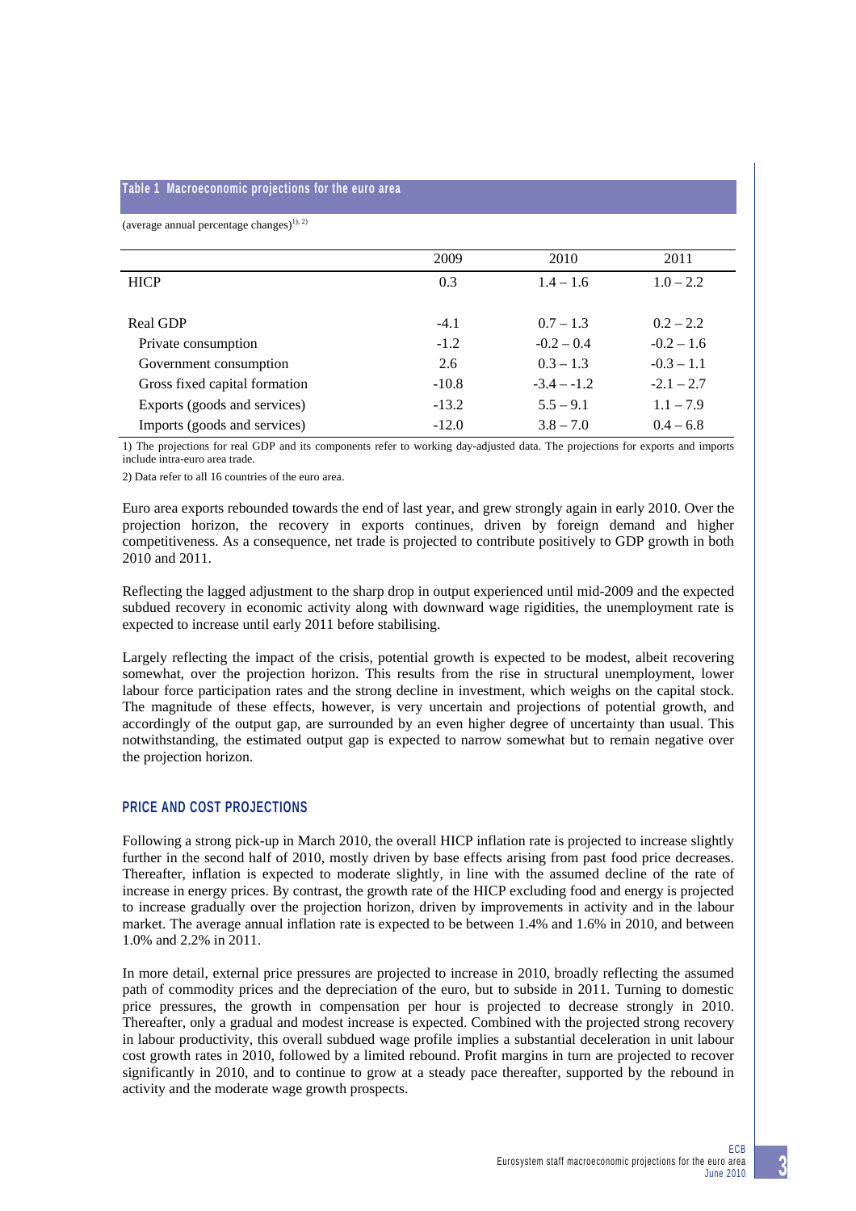**Table 1 Macroeconomic projections for the euro area**

(average annual percentage changes)[1), 2)]

| | 2009 | 2010 | 2011 |
|---|---|---|---|
| HICP | 0.3 | 1.4 – 1.6 | 1.0 – 2.2 |
| | | | |
| Real GDP | -4.1 | 0.7 – 1.3 | 0.2 – 2.2 |
| Private consumption | -1.2 | -0.2 – 0.4 | -0.2 – 1.6 |
| Government consumption | 2.6 | 0.3 – 1.3 | -0.3 – 1.1 |
| Gross fixed capital formation | -10.8 | -3.4 – -1.2 | -2.1 – 2.7 |
| Exports (goods and services) | -13.2 | 5.5 – 9.1 | 1.1 – 7.9 |
| Imports (goods and services) | -12.0 | 3.8 – 7.0 | 0.4 – 6.8 |

1) The projections for real GDP and its components refer to working day-adjusted data. The projections for exports and imports include intra-euro area trade.

2) Data refer to all 16 countries of the euro area.

Euro area exports rebounded towards the end of last year, and grew strongly again in early 2010. Over the projection horizon, the recovery in exports continues, driven by foreign demand and higher competitiveness. As a consequence, net trade is projected to contribute positively to GDP growth in both 2010 and 2011.

Reflecting the lagged adjustment to the sharp drop in output experienced until mid-2009 and the expected subdued recovery in economic activity along with downward wage rigidities, the unemployment rate is expected to increase until early 2011 before stabilising.

Largely reflecting the impact of the crisis, potential growth is expected to be modest, albeit recovering somewhat, over the projection horizon. This results from the rise in structural unemployment, lower labour force participation rates and the strong decline in investment, which weighs on the capital stock. The magnitude of these effects, however, is very uncertain and projections of potential growth, and accordingly of the output gap, are surrounded by an even higher degree of uncertainty than usual. This notwithstanding, the estimated output gap is expected to narrow somewhat but to remain negative over the projection horizon.

## PRICE AND COST PROJECTIONS

Following a strong pick-up in March 2010, the overall HICP inflation rate is projected to increase slightly further in the second half of 2010, mostly driven by base effects arising from past food price decreases. Thereafter, inflation is expected to moderate slightly, in line with the assumed decline of the rate of increase in energy prices. By contrast, the growth rate of the HICP excluding food and energy is projected to increase gradually over the projection horizon, driven by improvements in activity and in the labour market. The average annual inflation rate is expected to be between 1.4% and 1.6% in 2010, and between 1.0% and 2.2% in 2011.

In more detail, external price pressures are projected to increase in 2010, broadly reflecting the assumed path of commodity prices and the depreciation of the euro, but to subside in 2011. Turning to domestic price pressures, the growth in compensation per hour is projected to decrease strongly in 2010. Thereafter, only a gradual and modest increase is expected. Combined with the projected strong recovery in labour productivity, this overall subdued wage profile implies a substantial deceleration in unit labour cost growth rates in 2010, followed by a limited rebound. Profit margins in turn are projected to recover significantly in 2010, and to continue to grow at a steady pace thereafter, supported by the rebound in activity and the moderate wage growth prospects.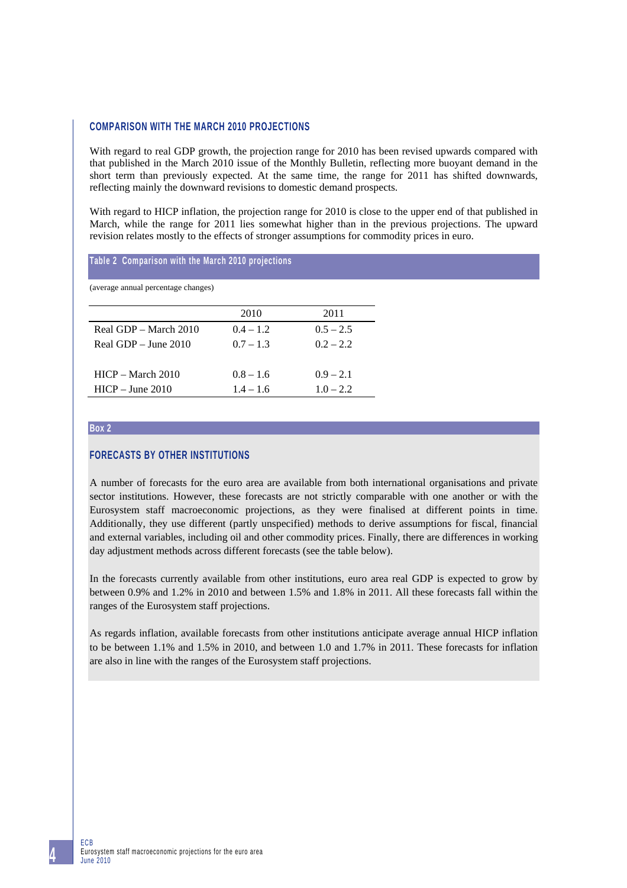## COMPARISON WITH THE MARCH 2010 PROJECTIONS

With regard to real GDP growth, the projection range for 2010 has been revised upwards compared with that published in the March 2010 issue of the Monthly Bulletin, reflecting more buoyant demand in the short term than previously expected. At the same time, the range for 2011 has shifted downwards, reflecting mainly the downward revisions to domestic demand prospects.

With regard to HICP inflation, the projection range for 2010 is close to the upper end of that published in March, while the range for 2011 lies somewhat higher than in the previous projections. The upward revision relates mostly to the effects of stronger assumptions for commodity prices in euro.

**Table 2 Comparison with the March 2010 projections**

(average annual percentage changes)

| | 2010 | 2011 |
|---|---|---|
| Real GDP – March 2010 | 0.4 – 1.2 | 0.5 – 2.5 |
| Real GDP – June 2010 | 0.7 – 1.3 | 0.2 – 2.2 |
| | | |
| HICP – March 2010 | 0.8 – 1.6 | 0.9 – 2.1 |
| HICP – June 2010 | 1.4 – 1.6 | 1.0 – 2.2 |

**Box 2**

## FORECASTS BY OTHER INSTITUTIONS

A number of forecasts for the euro area are available from both international organisations and private sector institutions. However, these forecasts are not strictly comparable with one another or with the Eurosystem staff macroeconomic projections, as they were finalised at different points in time. Additionally, they use different (partly unspecified) methods to derive assumptions for fiscal, financial and external variables, including oil and other commodity prices. Finally, there are differences in working day adjustment methods across different forecasts (see the table below).

In the forecasts currently available from other institutions, euro area real GDP is expected to grow by between 0.9% and 1.2% in 2010 and between 1.5% and 1.8% in 2011. All these forecasts fall within the ranges of the Eurosystem staff projections.

As regards inflation, available forecasts from other institutions anticipate average annual HICP inflation to be between 1.1% and 1.5% in 2010, and between 1.0 and 1.7% in 2011. These forecasts for inflation are also in line with the ranges of the Eurosystem staff projections.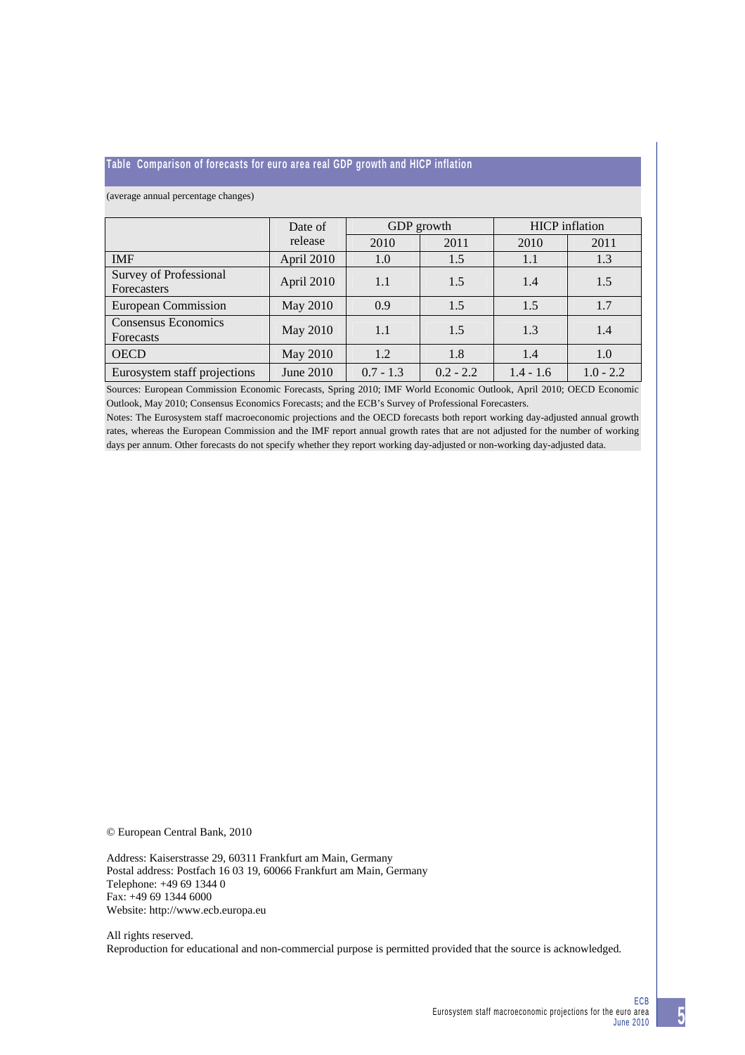**Table Comparison of forecasts for euro area real GDP growth and HICP inflation**

(average annual percentage changes)

| | Date of release | GDP growth | | HICP inflation | |
|---|---|---|---|---|---|
| | | 2010 | 2011 | 2010 | 2011 |
| IMF | April 2010 | 1.0 | 1.5 | 1.1 | 1.3 |
| Survey of Professional Forecasters | April 2010 | 1.1 | 1.5 | 1.4 | 1.5 |
| European Commission | May 2010 | 0.9 | 1.5 | 1.5 | 1.7 |
| Consensus Economics Forecasts | May 2010 | 1.1 | 1.5 | 1.3 | 1.4 |
| OECD | May 2010 | 1.2 | 1.8 | 1.4 | 1.0 |
| Eurosystem staff projections | June 2010 | 0.7 - 1.3 | 0.2 - 2.2 | 1.4 - 1.6 | 1.0 - 2.2 |

Sources: European Commission Economic Forecasts, Spring 2010; IMF World Economic Outlook, April 2010; OECD Economic Outlook, May 2010; Consensus Economics Forecasts; and the ECB's Survey of Professional Forecasters.

Notes: The Eurosystem staff macroeconomic projections and the OECD forecasts both report working day-adjusted annual growth rates, whereas the European Commission and the IMF report annual growth rates that are not adjusted for the number of working days per annum. Other forecasts do not specify whether they report working day-adjusted or non-working day-adjusted data.

© European Central Bank, 2010

Address: Kaiserstrasse 29, 60311 Frankfurt am Main, Germany
Postal address: Postfach 16 03 19, 60066 Frankfurt am Main, Germany
Telephone: +49 69 1344 0
Fax: +49 69 1344 6000
Website: http://www.ecb.europa.eu

All rights reserved.
Reproduction for educational and non-commercial purpose is permitted provided that the source is acknowledged.